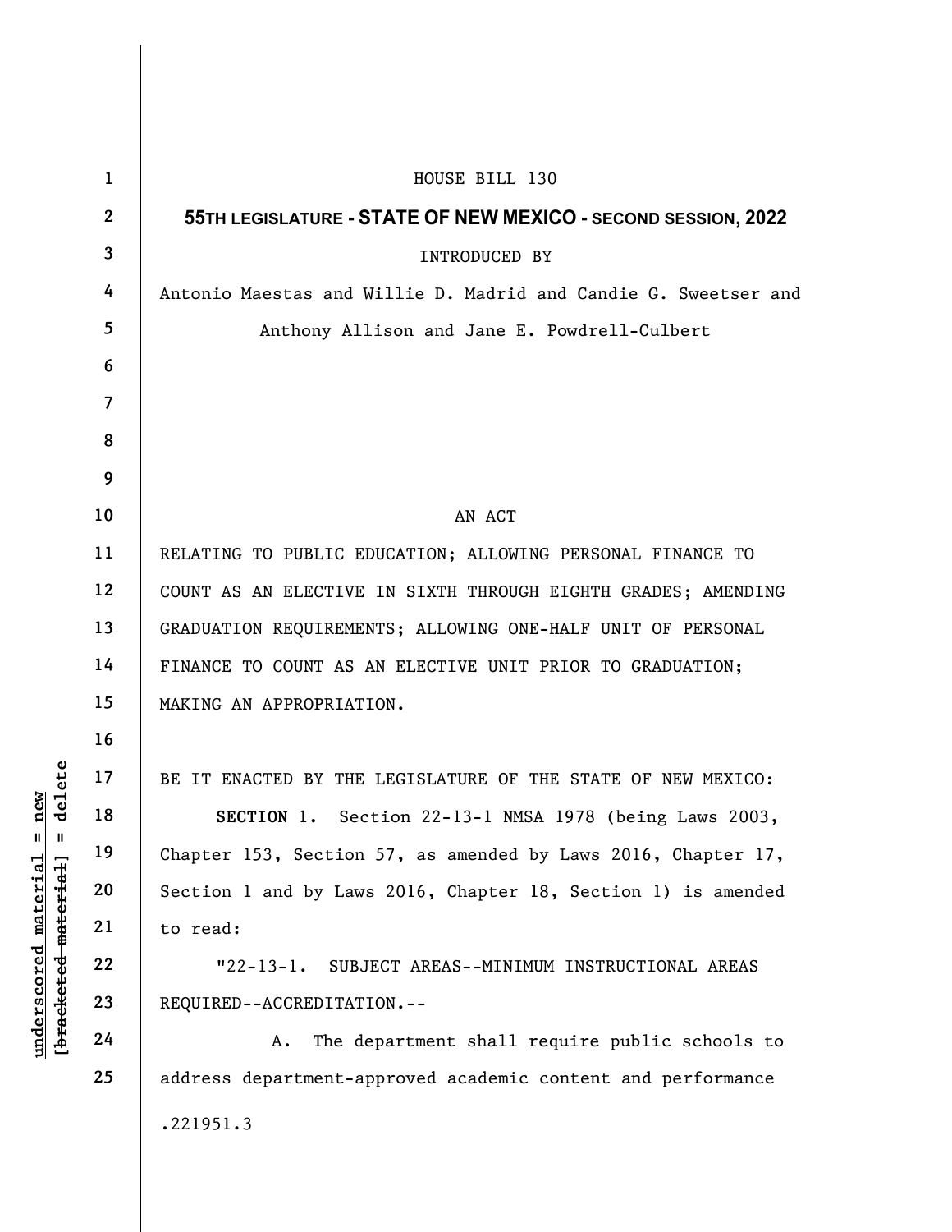HOUSE BILL 130

**55TH LEGISLATURE - STATE OF NEW MEXICO - SECOND SESSION, 2022**

INTRODUCED BY

Antonio Maestas and Willie D. Madrid and Candie G. Sweetser and Anthony Allison and Jane E. Powdrell-Culbert

AN ACT

RELATING TO PUBLIC EDUCATION; ALLOWING PERSONAL FINANCE TO COUNT AS AN ELECTIVE IN SIXTH THROUGH EIGHTH GRADES; AMENDING GRADUATION REQUIREMENTS; ALLOWING ONE-HALF UNIT OF PERSONAL FINANCE TO COUNT AS AN ELECTIVE UNIT PRIOR TO GRADUATION; MAKING AN APPROPRIATION.

BE IT ENACTED BY THE LEGISLATURE OF THE STATE OF NEW MEXICO:

**SECTION 1.** Section 22-13-1 NMSA 1978 (being Laws 2003, Chapter 153, Section 57, as amended by Laws 2016, Chapter 17, Section 1 and by Laws 2016, Chapter 18, Section 1) is amended to read:

"22-13-1. SUBJECT AREAS--MINIMUM INSTRUCTIONAL AREAS REQUIRED--ACCREDITATION.--

A. The department shall require public schools to address department-approved academic content and performance

.221951.3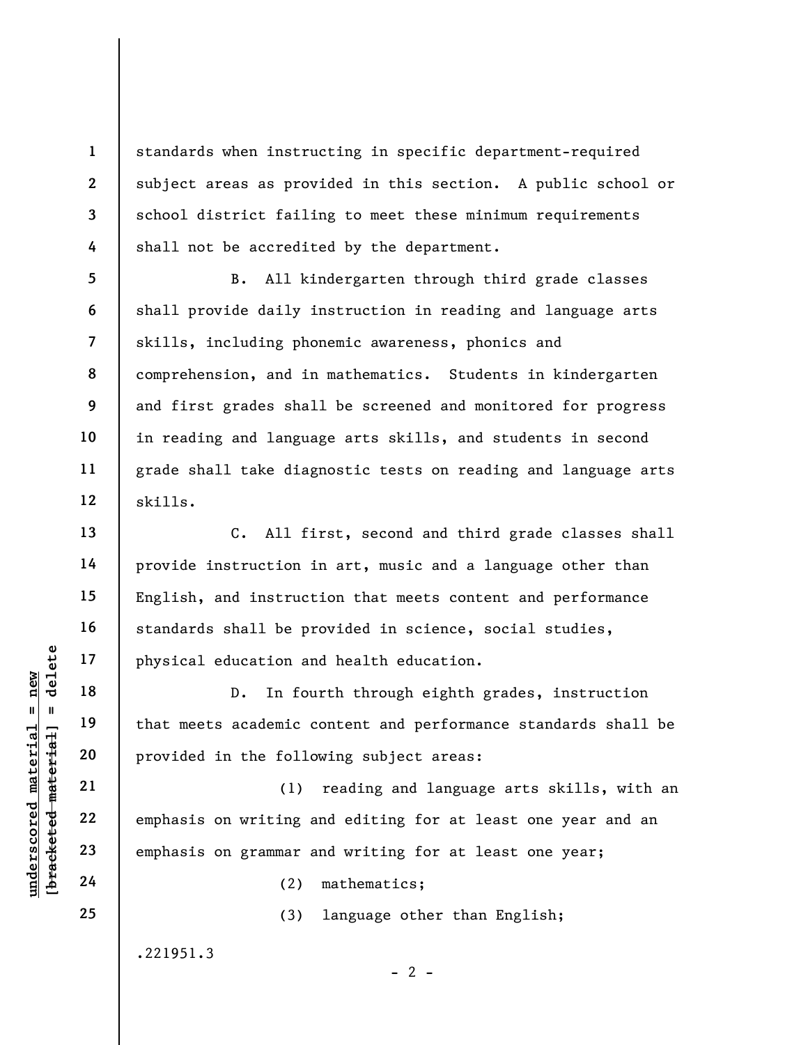standards when instructing in specific department-required subject areas as provided in this section. A public school or school district failing to meet these minimum requirements shall not be accredited by the department.

B. All kindergarten through third grade classes shall provide daily instruction in reading and language arts skills, including phonemic awareness, phonics and comprehension, and in mathematics. Students in kindergarten and first grades shall be screened and monitored for progress in reading and language arts skills, and students in second grade shall take diagnostic tests on reading and language arts skills.

C. All first, second and third grade classes shall provide instruction in art, music and a language other than English, and instruction that meets content and performance standards shall be provided in science, social studies, physical education and health education.

D. In fourth through eighth grades, instruction that meets academic content and performance standards shall be provided in the following subject areas:

(1) reading and language arts skills, with an emphasis on writing and editing for at least one year and an emphasis on grammar and writing for at least one year;

(2) mathematics;

(3) language other than English;

.221951.3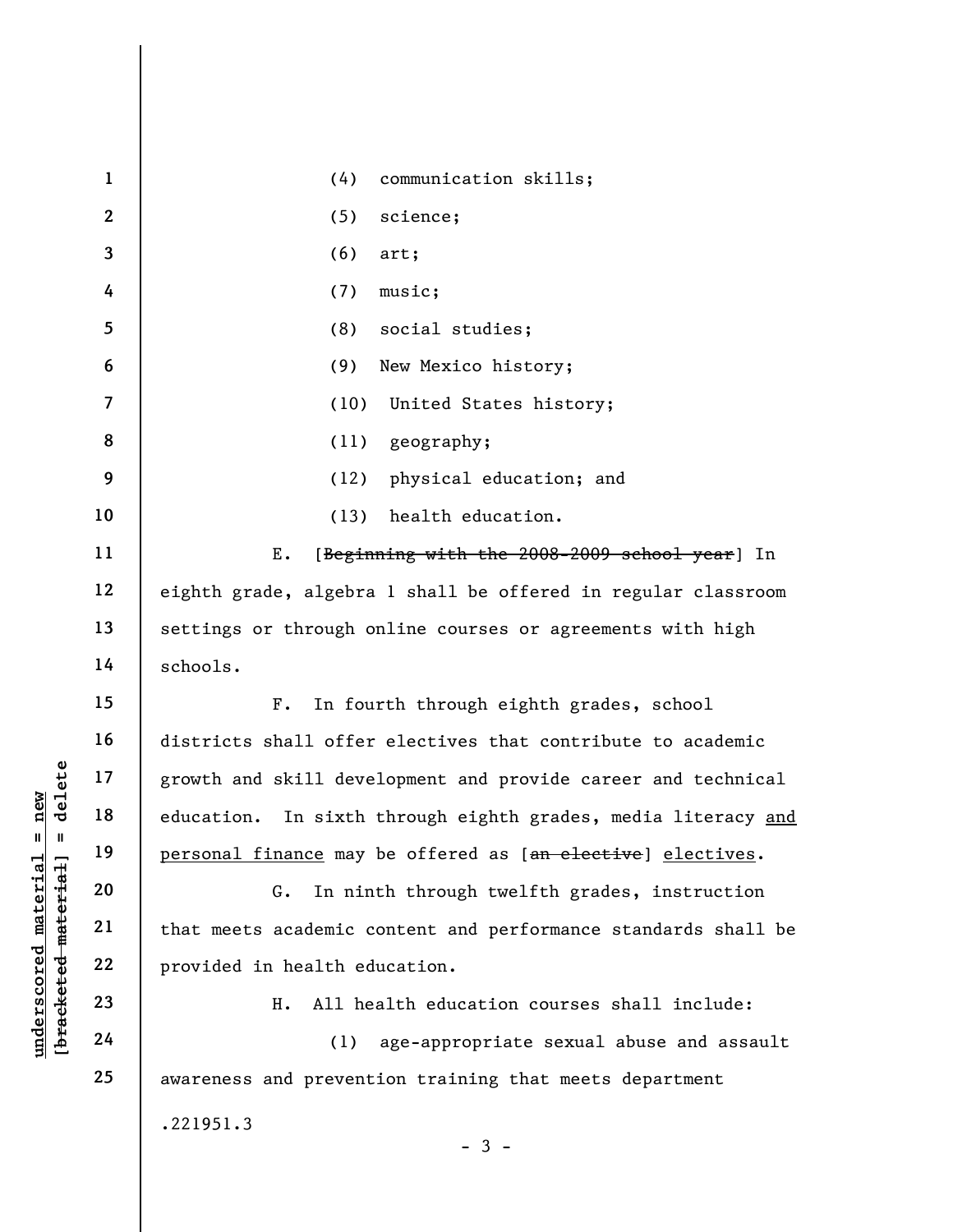(4) communication skills;

(5) science;

(6) art;

(7) music;

(8) social studies;

(9) New Mexico history;

(10) United States history;

(11) geography;

(12) physical education; and

(13) health education.

E. [~~Beginning with the 2008-2009 school year~~] In eighth grade, algebra 1 shall be offered in regular classroom settings or through online courses or agreements with high schools.

F. In fourth through eighth grades, school districts shall offer electives that contribute to academic growth and skill development and provide career and technical education. In sixth through eighth grades, media literacy <u>and personal finance</u> may be offered as [~~an elective~~] <u>electives</u>.

G. In ninth through twelfth grades, instruction that meets academic content and performance standards shall be provided in health education.

H. All health education courses shall include:

(1) age-appropriate sexual abuse and assault awareness and prevention training that meets department

.221951.3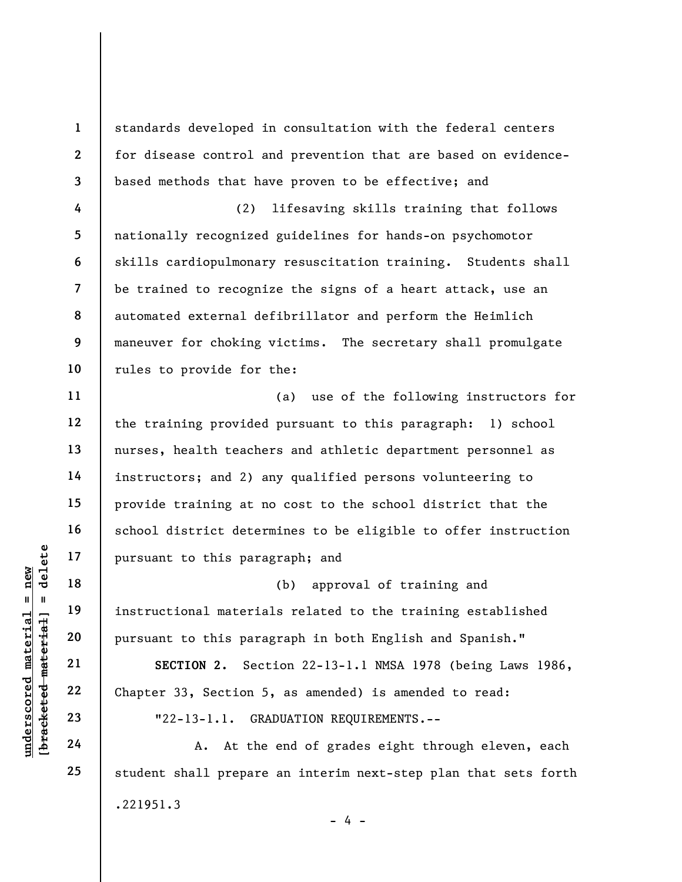standards developed in consultation with the federal centers for disease control and prevention that are based on evidence-based methods that have proven to be effective; and

(2) lifesaving skills training that follows nationally recognized guidelines for hands-on psychomotor skills cardiopulmonary resuscitation training. Students shall be trained to recognize the signs of a heart attack, use an automated external defibrillator and perform the Heimlich maneuver for choking victims. The secretary shall promulgate rules to provide for the:

(a) use of the following instructors for the training provided pursuant to this paragraph: 1) school nurses, health teachers and athletic department personnel as instructors; and 2) any qualified persons volunteering to provide training at no cost to the school district that the school district determines to be eligible to offer instruction pursuant to this paragraph; and

(b) approval of training and instructional materials related to the training established pursuant to this paragraph in both English and Spanish."

**SECTION 2.** Section 22-13-1.1 NMSA 1978 (being Laws 1986, Chapter 33, Section 5, as amended) is amended to read:

"22-13-1.1. GRADUATION REQUIREMENTS.--

A. At the end of grades eight through eleven, each student shall prepare an interim next-step plan that sets forth

.221951.3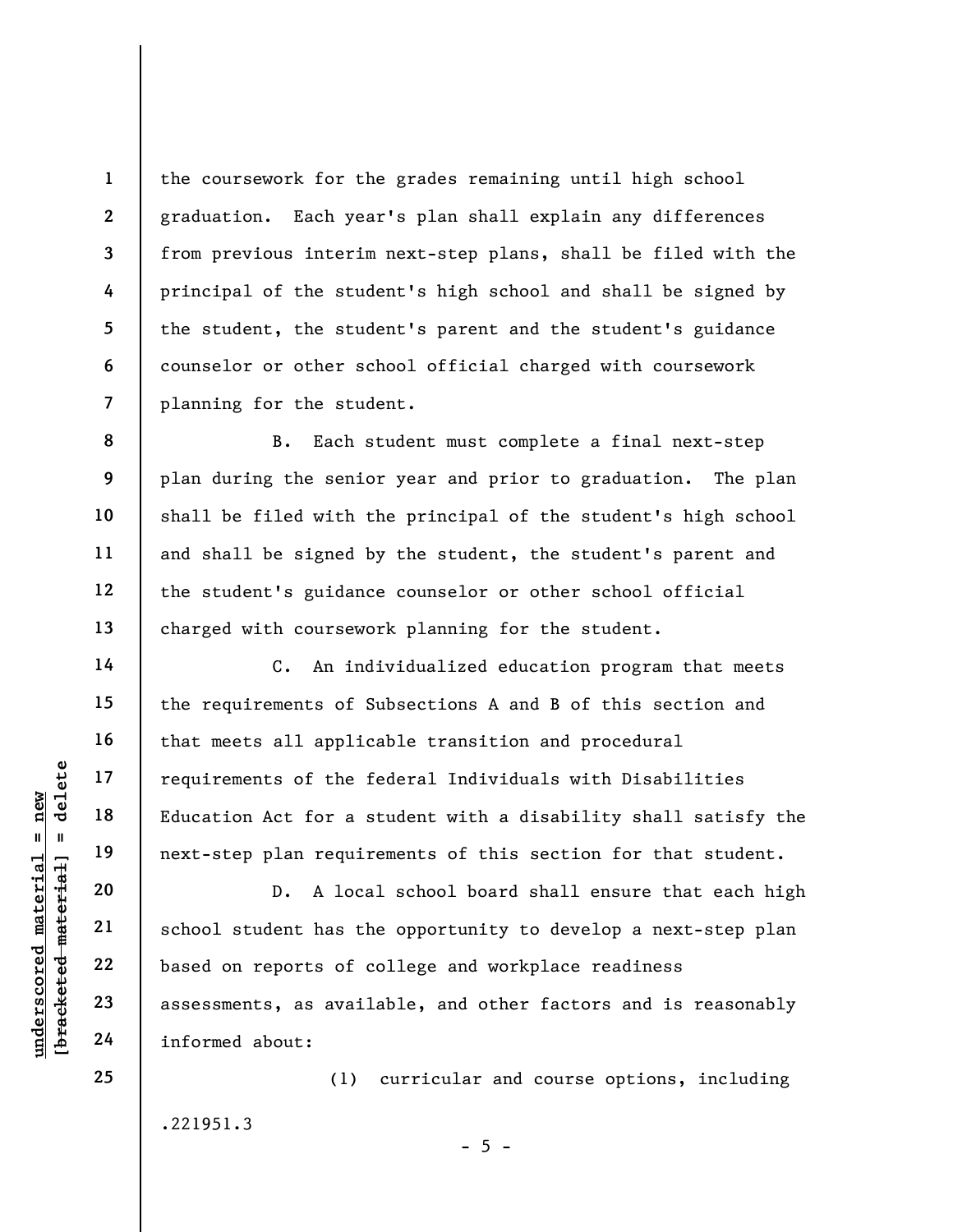the coursework for the grades remaining until high school graduation. Each year's plan shall explain any differences from previous interim next-step plans, shall be filed with the principal of the student's high school and shall be signed by the student, the student's parent and the student's guidance counselor or other school official charged with coursework planning for the student.

B. Each student must complete a final next-step plan during the senior year and prior to graduation. The plan shall be filed with the principal of the student's high school and shall be signed by the student, the student's parent and the student's guidance counselor or other school official charged with coursework planning for the student.

C. An individualized education program that meets the requirements of Subsections A and B of this section and that meets all applicable transition and procedural requirements of the federal Individuals with Disabilities Education Act for a student with a disability shall satisfy the next-step plan requirements of this section for that student.

D. A local school board shall ensure that each high school student has the opportunity to develop a next-step plan based on reports of college and workplace readiness assessments, as available, and other factors and is reasonably informed about:

(1) curricular and course options, including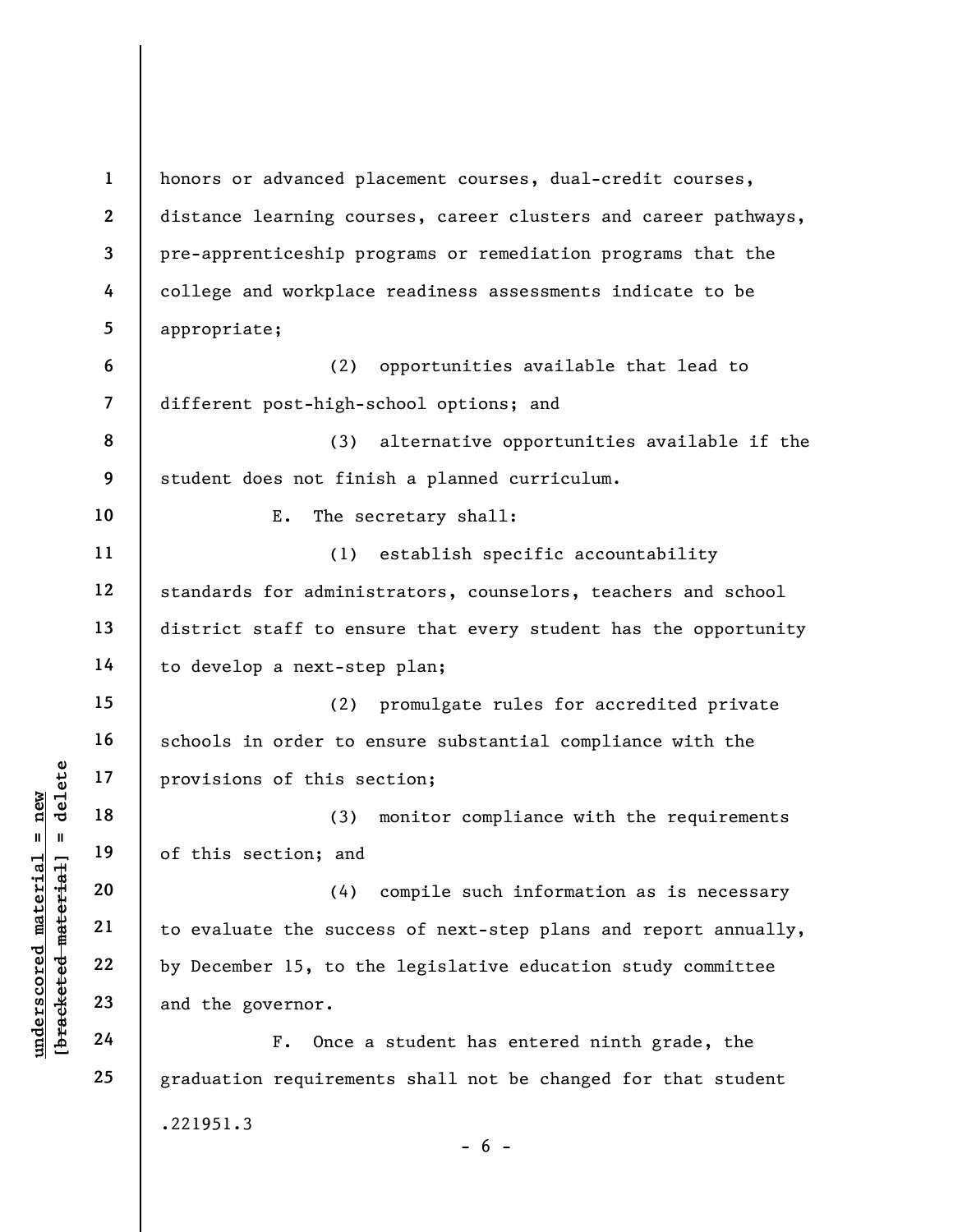honors or advanced placement courses, dual-credit courses, distance learning courses, career clusters and career pathways, pre-apprenticeship programs or remediation programs that the college and workplace readiness assessments indicate to be appropriate;

(2) opportunities available that lead to different post-high-school options; and

(3) alternative opportunities available if the student does not finish a planned curriculum.

E. The secretary shall:

(1) establish specific accountability standards for administrators, counselors, teachers and school district staff to ensure that every student has the opportunity to develop a next-step plan;

(2) promulgate rules for accredited private schools in order to ensure substantial compliance with the provisions of this section;

(3) monitor compliance with the requirements of this section; and

(4) compile such information as is necessary to evaluate the success of next-step plans and report annually, by December 15, to the legislative education study committee and the governor.

F. Once a student has entered ninth grade, the graduation requirements shall not be changed for that student

.221951.3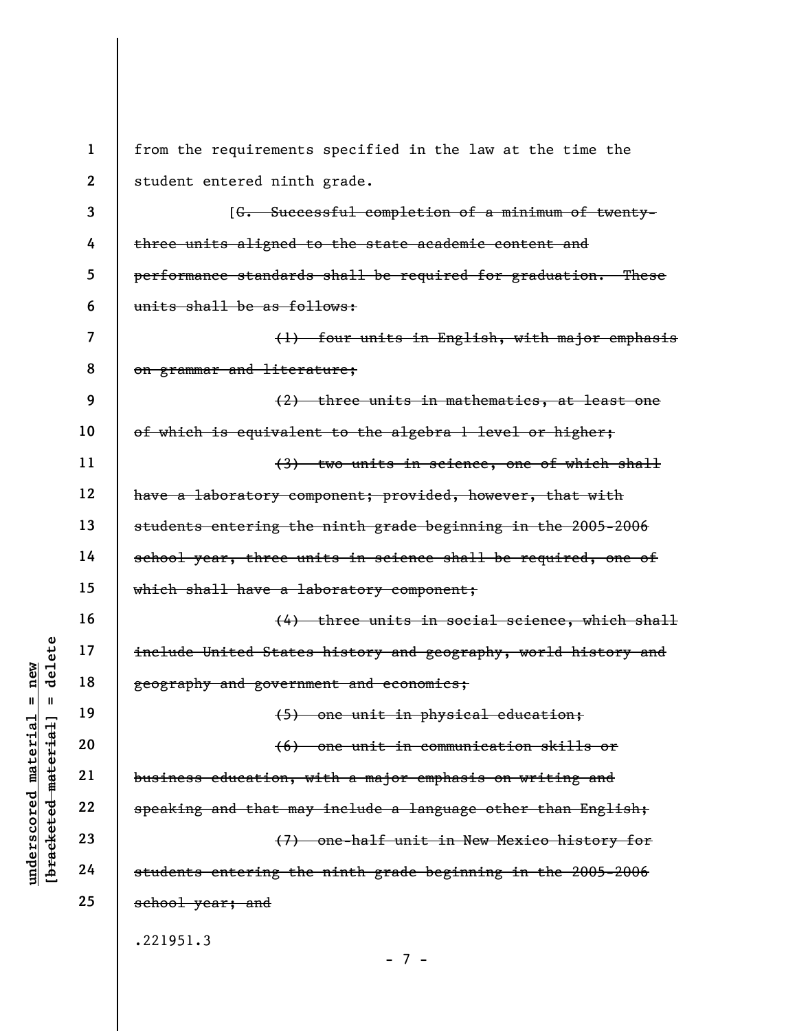from the requirements specified in the law at the time the student entered ninth grade.

[~~G. Successful completion of a minimum of twenty-three units aligned to the state academic content and performance standards shall be required for graduation. These units shall be as follows:~~

~~(1) four units in English, with major emphasis on grammar and literature;~~

~~(2) three units in mathematics, at least one of which is equivalent to the algebra 1 level or higher;~~

~~(3) two units in science, one of which shall have a laboratory component; provided, however, that with students entering the ninth grade beginning in the 2005-2006 school year, three units in science shall be required, one of which shall have a laboratory component;~~

~~(4) three units in social science, which shall include United States history and geography, world history and geography and government and economics;~~

~~(5) one unit in physical education;~~

~~(6) one unit in communication skills or business education, with a major emphasis on writing and speaking and that may include a language other than English;~~

~~(7) one-half unit in New Mexico history for students entering the ninth grade beginning in the 2005-2006 school year; and~~

.221951.3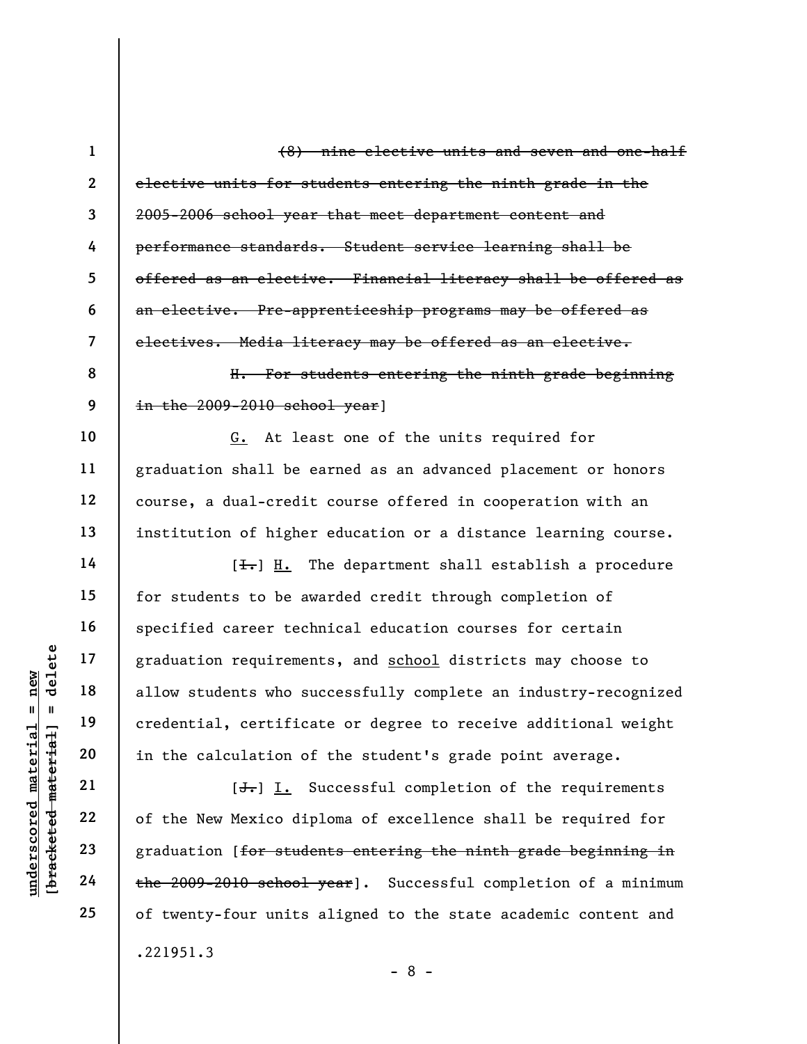~~(8) nine elective units and seven and one-half elective units for students entering the ninth grade in the 2005-2006 school year that meet department content and performance standards. Student service learning shall be offered as an elective. Financial literacy shall be offered as an elective. Pre-apprenticeship programs may be offered as electives. Media literacy may be offered as an elective.~~

~~H. For students entering the ninth grade beginning in the 2009-2010 school year~~]

G. At least one of the units required for graduation shall be earned as an advanced placement or honors course, a dual-credit course offered in cooperation with an institution of higher education or a distance learning course.

[~~I.~~] H. The department shall establish a procedure for students to be awarded credit through completion of specified career technical education courses for certain graduation requirements, and school districts may choose to allow students who successfully complete an industry-recognized credential, certificate or degree to receive additional weight in the calculation of the student's grade point average.

[~~J.~~] I. Successful completion of the requirements of the New Mexico diploma of excellence shall be required for graduation [~~for students entering the ninth grade beginning in the 2009-2010 school year~~]. Successful completion of a minimum of twenty-four units aligned to the state academic content and

.221951.3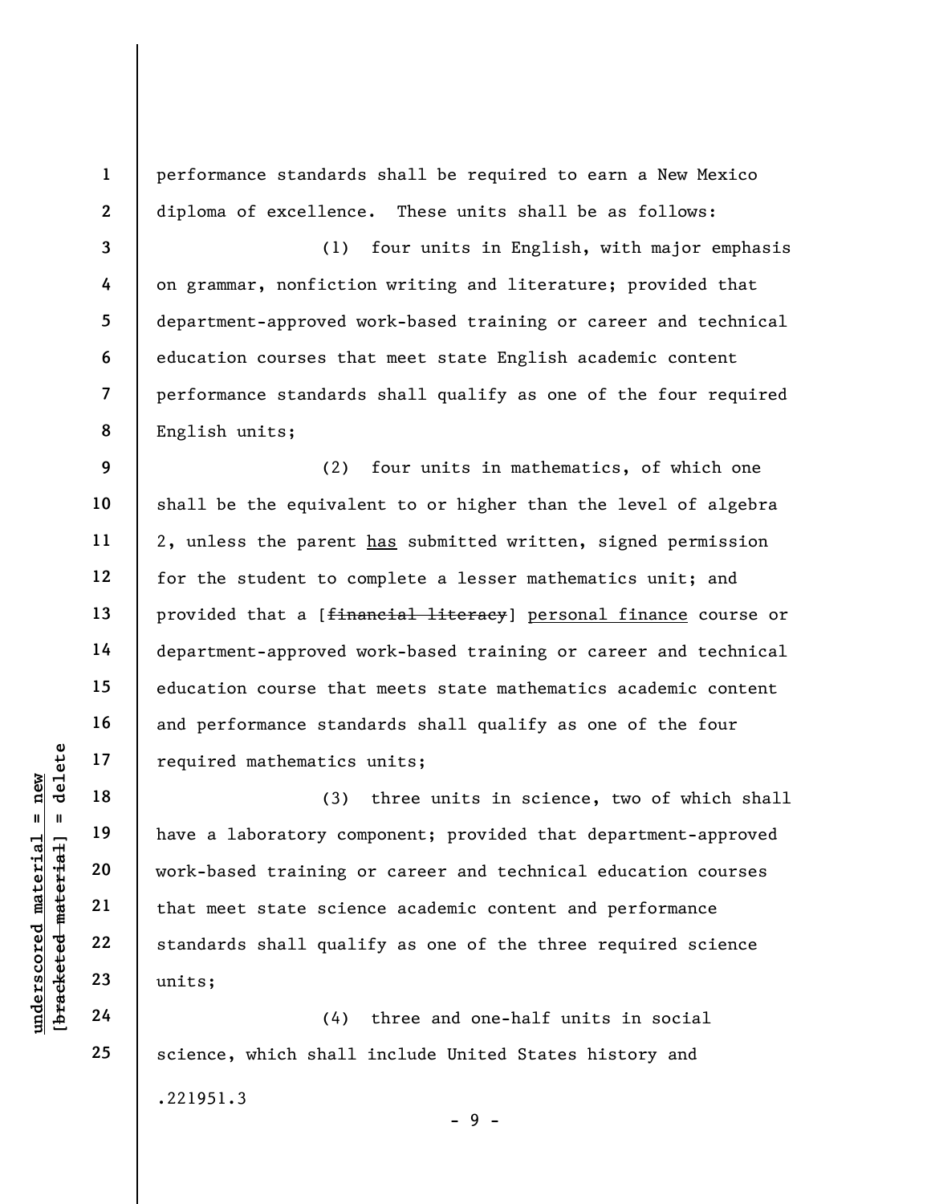performance standards shall be required to earn a New Mexico diploma of excellence. These units shall be as follows:

(1) four units in English, with major emphasis on grammar, nonfiction writing and literature; provided that department-approved work-based training or career and technical education courses that meet state English academic content performance standards shall qualify as one of the four required English units;

(2) four units in mathematics, of which one shall be the equivalent to or higher than the level of algebra 2, unless the parent <u>has</u> submitted written, signed permission for the student to complete a lesser mathematics unit; and provided that a [~~financial literacy~~] <u>personal finance</u> course or department-approved work-based training or career and technical education course that meets state mathematics academic content and performance standards shall qualify as one of the four required mathematics units;

(3) three units in science, two of which shall have a laboratory component; provided that department-approved work-based training or career and technical education courses that meet state science academic content and performance standards shall qualify as one of the three required science units;

(4) three and one-half units in social science, which shall include United States history and

.221951.3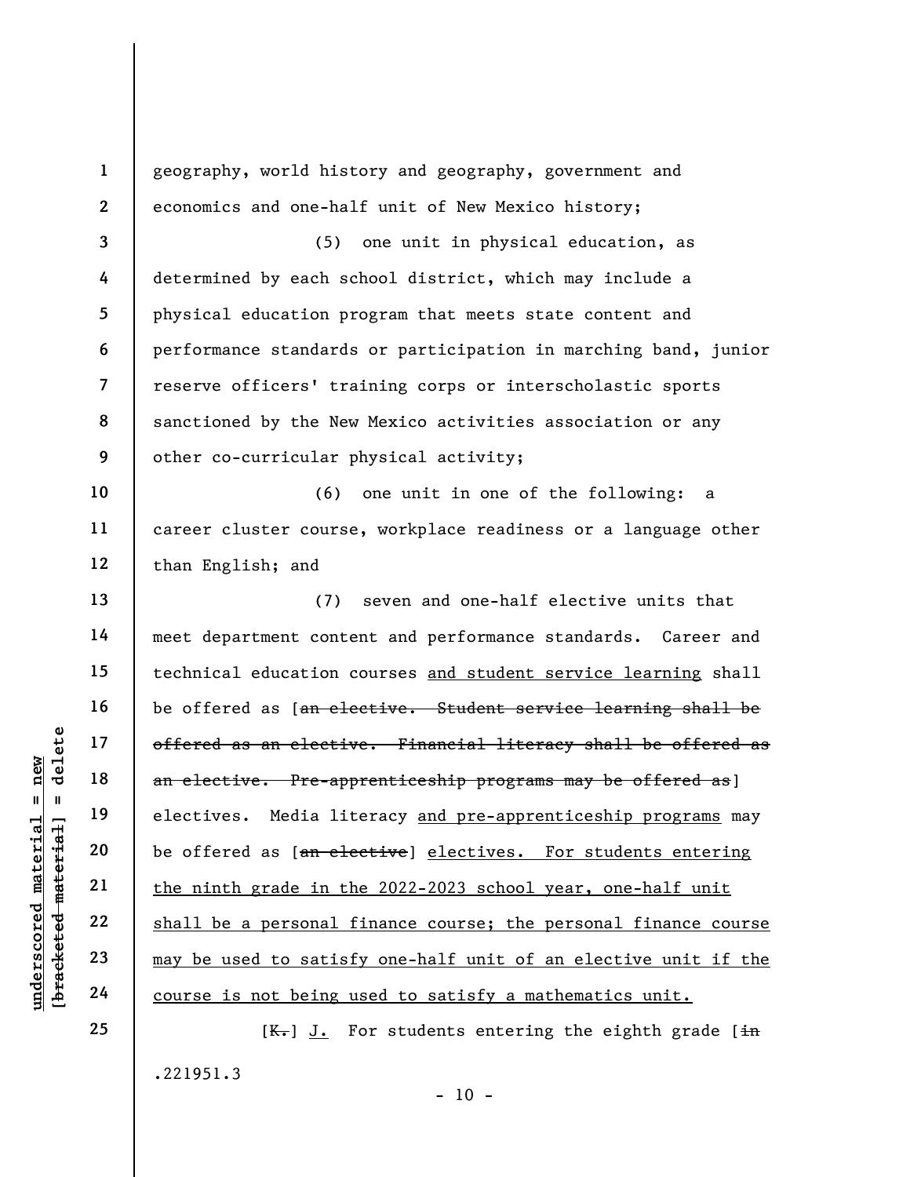geography, world history and geography, government and economics and one-half unit of New Mexico history;

(5) one unit in physical education, as determined by each school district, which may include a physical education program that meets state content and performance standards or participation in marching band, junior reserve officers' training corps or interscholastic sports sanctioned by the New Mexico activities association or any other co-curricular physical activity;

(6) one unit in one of the following: a career cluster course, workplace readiness or a language other than English; and

(7) seven and one-half elective units that meet department content and performance standards. Career and technical education courses <u>and student service learning</u> shall be offered as [~~an elective. Student service learning shall be offered as an elective. Financial literacy shall be offered as an elective. Pre-apprenticeship programs may be offered as~~] electives. Media literacy <u>and pre-apprenticeship programs</u> may be offered as [~~an elective~~] <u>electives. For students entering the ninth grade in the 2022-2023 school year, one-half unit shall be a personal finance course; the personal finance course may be used to satisfy one-half unit of an elective unit if the course is not being used to satisfy a mathematics unit.</u>

[~~K.~~] <u>J.</u> For students entering the eighth grade [~~in~~

.221951.3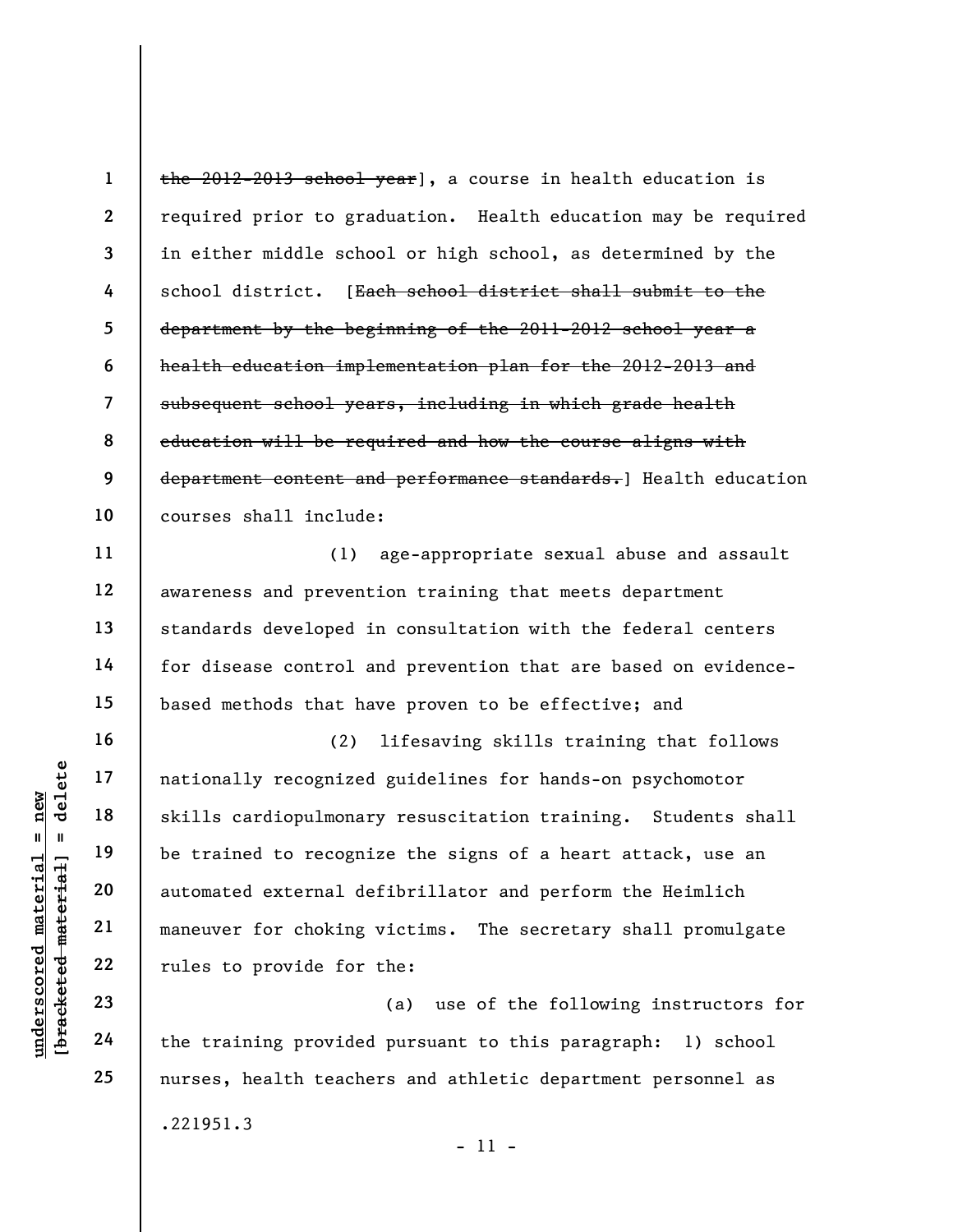~~the 2012-2013 school year~~], a course in health education is required prior to graduation. Health education may be required in either middle school or high school, as determined by the school district. [~~Each school district shall submit to the department by the beginning of the 2011-2012 school year a health education implementation plan for the 2012-2013 and subsequent school years, including in which grade health education will be required and how the course aligns with department content and performance standards.~~] Health education courses shall include:

(1) age-appropriate sexual abuse and assault awareness and prevention training that meets department standards developed in consultation with the federal centers for disease control and prevention that are based on evidence-based methods that have proven to be effective; and

(2) lifesaving skills training that follows nationally recognized guidelines for hands-on psychomotor skills cardiopulmonary resuscitation training. Students shall be trained to recognize the signs of a heart attack, use an automated external defibrillator and perform the Heimlich maneuver for choking victims. The secretary shall promulgate rules to provide for the:

(a) use of the following instructors for the training provided pursuant to this paragraph: 1) school nurses, health teachers and athletic department personnel as

.221951.3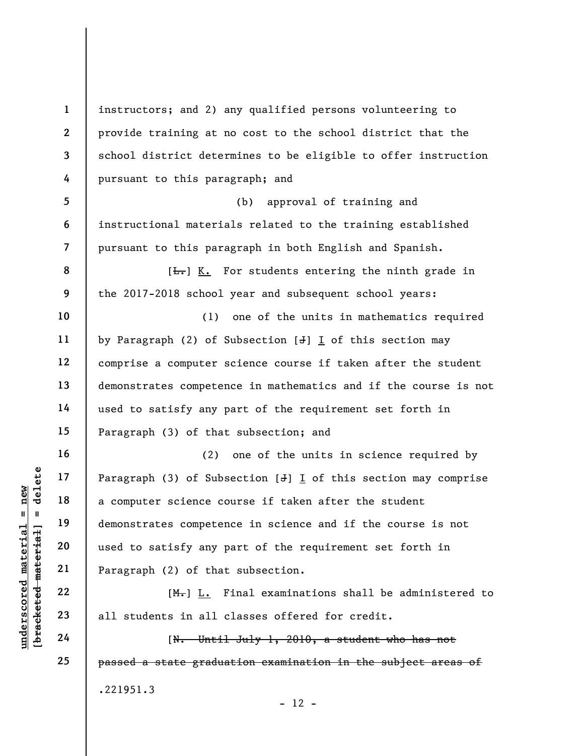instructors; and 2) any qualified persons volunteering to provide training at no cost to the school district that the school district determines to be eligible to offer instruction pursuant to this paragraph; and

(b) approval of training and instructional materials related to the training established pursuant to this paragraph in both English and Spanish.

[~~L.~~] K. For students entering the ninth grade in the 2017-2018 school year and subsequent school years:

(1) one of the units in mathematics required by Paragraph (2) of Subsection [~~J~~] I of this section may comprise a computer science course if taken after the student demonstrates competence in mathematics and if the course is not used to satisfy any part of the requirement set forth in Paragraph (3) of that subsection; and

(2) one of the units in science required by Paragraph (3) of Subsection [~~J~~] I of this section may comprise a computer science course if taken after the student demonstrates competence in science and if the course is not used to satisfy any part of the requirement set forth in Paragraph (2) of that subsection.

[~~M.~~] L. Final examinations shall be administered to all students in all classes offered for credit.

[~~N. Until July 1, 2010, a student who has not passed a state graduation examination in the subject areas of~~

.221951.3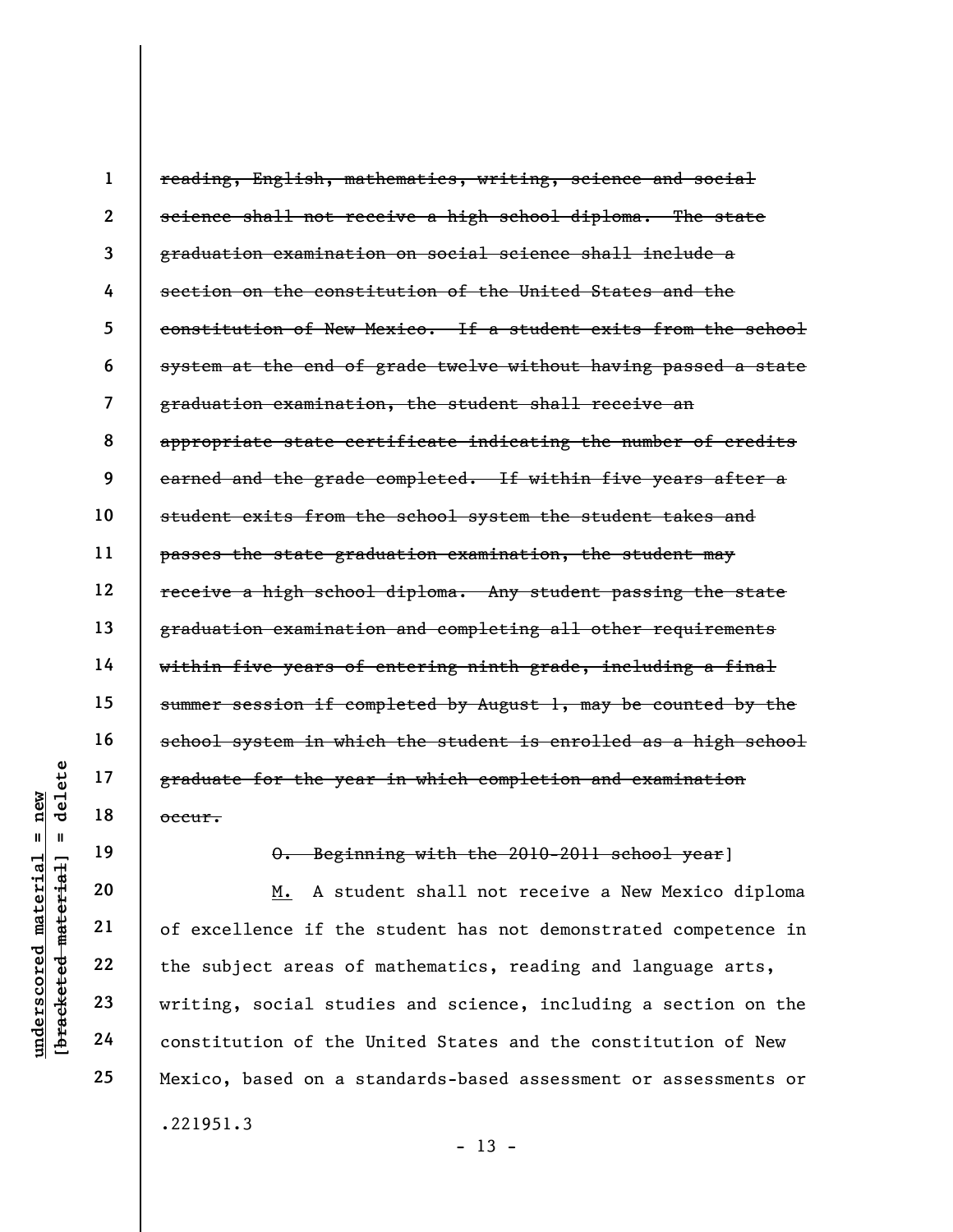~~reading, English, mathematics, writing, science and social science shall not receive a high school diploma. The state graduation examination on social science shall include a section on the constitution of the United States and the constitution of New Mexico. If a student exits from the school system at the end of grade twelve without having passed a state graduation examination, the student shall receive an appropriate state certificate indicating the number of credits earned and the grade completed. If within five years after a student exits from the school system the student takes and passes the state graduation examination, the student may receive a high school diploma. Any student passing the state graduation examination and completing all other requirements within five years of entering ninth grade, including a final summer session if completed by August 1, may be counted by the school system in which the student is enrolled as a high school graduate for the year in which completion and examination occur.~~

~~O. Beginning with the 2010-2011 school year~~]

M. A student shall not receive a New Mexico diploma of excellence if the student has not demonstrated competence in the subject areas of mathematics, reading and language arts, writing, social studies and science, including a section on the constitution of the United States and the constitution of New Mexico, based on a standards-based assessment or assessments or

.221951.3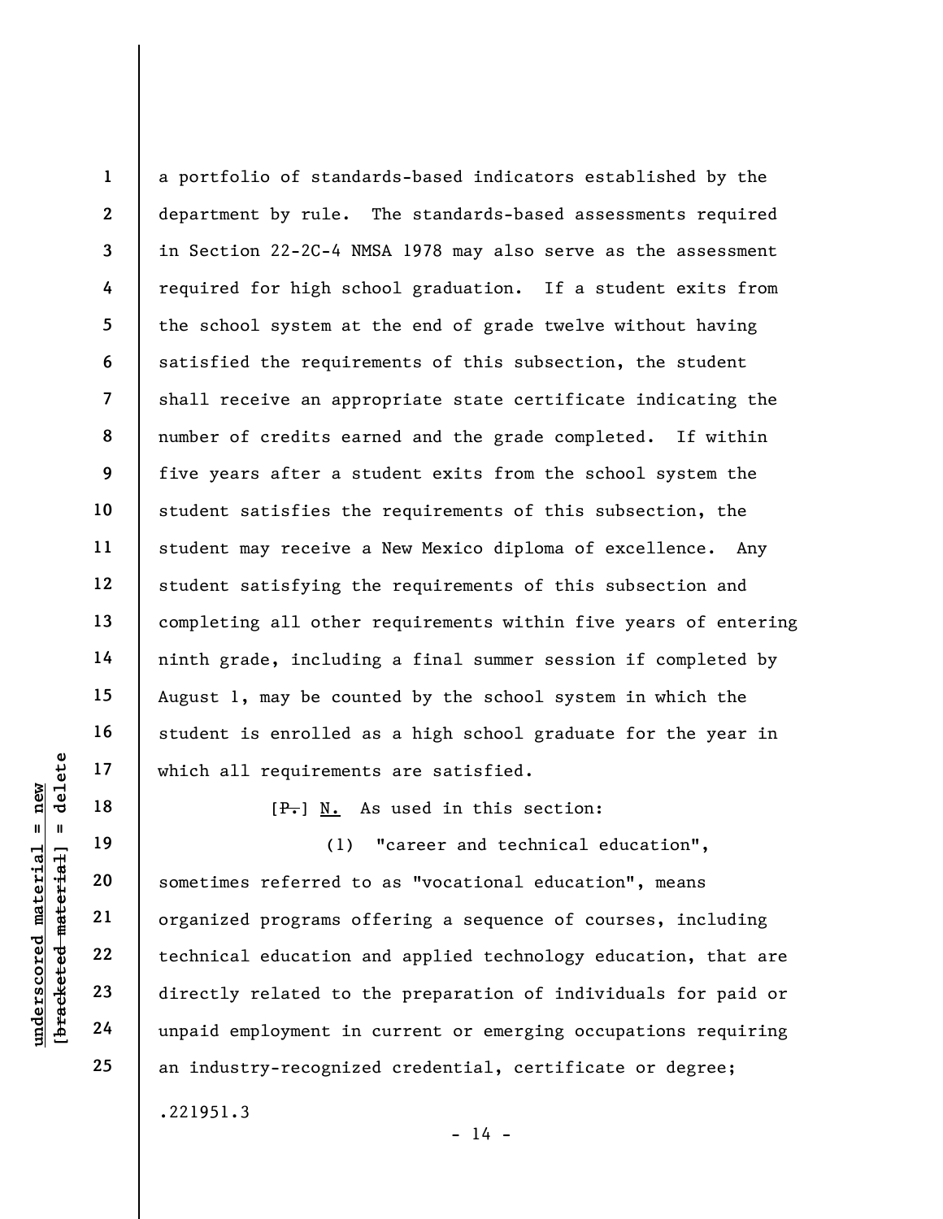a portfolio of standards-based indicators established by the department by rule. The standards-based assessments required in Section 22-2C-4 NMSA 1978 may also serve as the assessment required for high school graduation. If a student exits from the school system at the end of grade twelve without having satisfied the requirements of this subsection, the student shall receive an appropriate state certificate indicating the number of credits earned and the grade completed. If within five years after a student exits from the school system the student satisfies the requirements of this subsection, the student may receive a New Mexico diploma of excellence. Any student satisfying the requirements of this subsection and completing all other requirements within five years of entering ninth grade, including a final summer session if completed by August 1, may be counted by the school system in which the student is enrolled as a high school graduate for the year in which all requirements are satisfied.

[~~P.~~] N. As used in this section:

(1) "career and technical education", sometimes referred to as "vocational education", means organized programs offering a sequence of courses, including technical education and applied technology education, that are directly related to the preparation of individuals for paid or unpaid employment in current or emerging occupations requiring an industry-recognized credential, certificate or degree;

.221951.3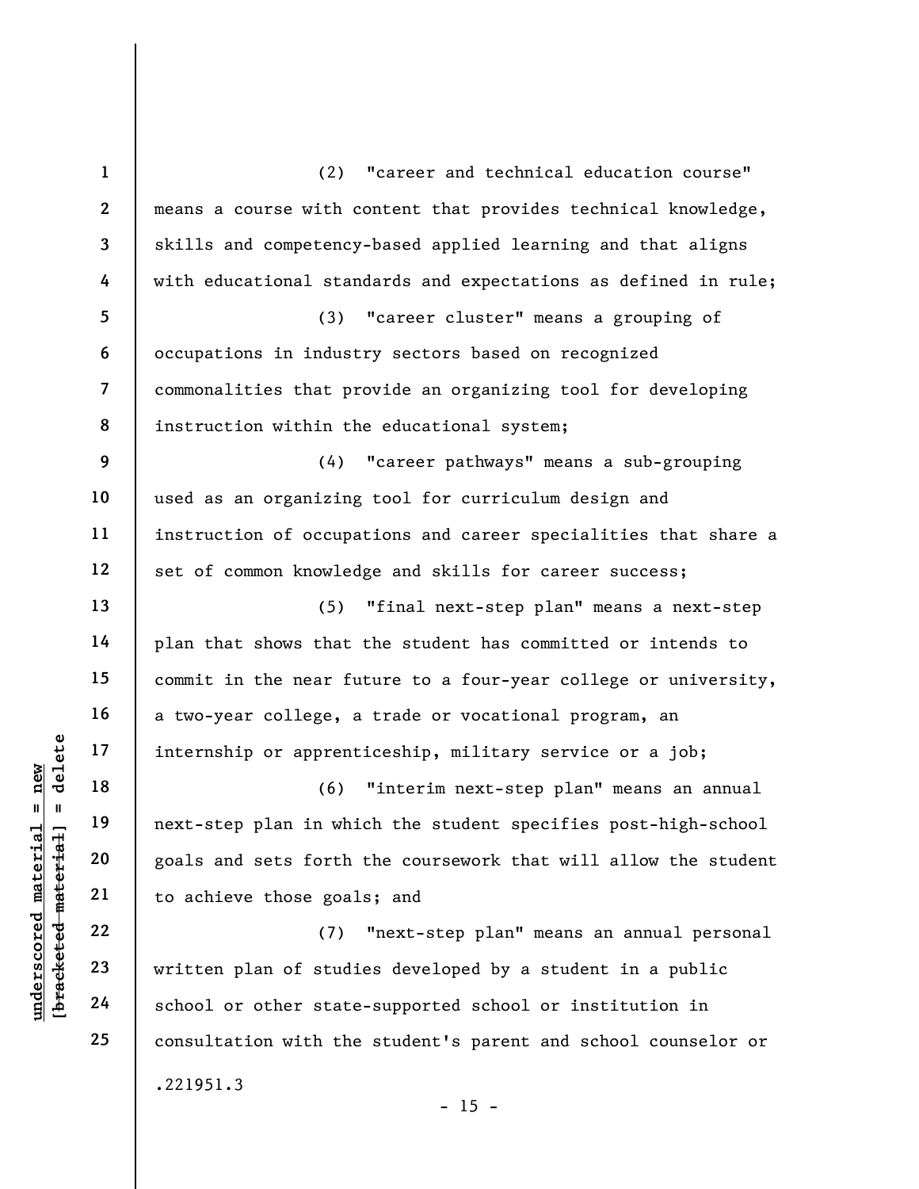(2) "career and technical education course" means a course with content that provides technical knowledge, skills and competency-based applied learning and that aligns with educational standards and expectations as defined in rule;

(3) "career cluster" means a grouping of occupations in industry sectors based on recognized commonalities that provide an organizing tool for developing instruction within the educational system;

(4) "career pathways" means a sub-grouping used as an organizing tool for curriculum design and instruction of occupations and career specialities that share a set of common knowledge and skills for career success;

(5) "final next-step plan" means a next-step plan that shows that the student has committed or intends to commit in the near future to a four-year college or university, a two-year college, a trade or vocational program, an internship or apprenticeship, military service or a job;

(6) "interim next-step plan" means an annual next-step plan in which the student specifies post-high-school goals and sets forth the coursework that will allow the student to achieve those goals; and

(7) "next-step plan" means an annual personal written plan of studies developed by a student in a public school or other state-supported school or institution in consultation with the student's parent and school counselor or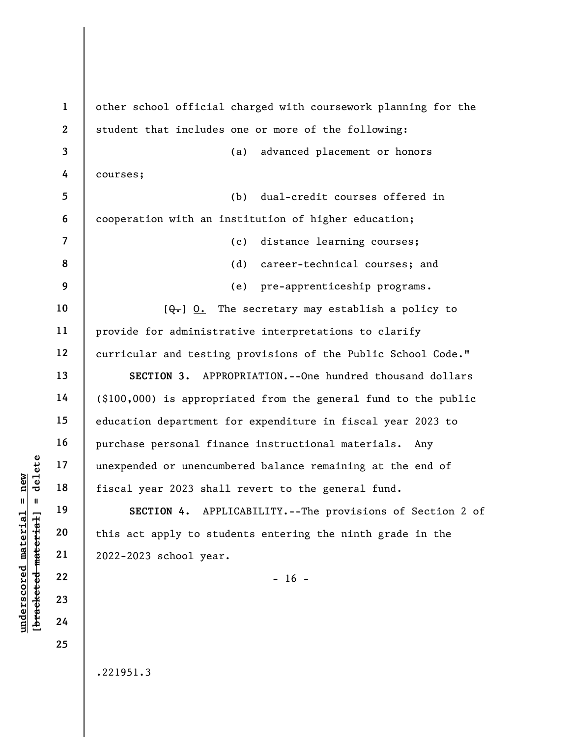other school official charged with coursework planning for the student that includes one or more of the following:

(a) advanced placement or honors courses;

(b) dual-credit courses offered in cooperation with an institution of higher education;

(c) distance learning courses;

(d) career-technical courses; and

(e) pre-apprenticeship programs.

[~~Q.~~] O. The secretary may establish a policy to provide for administrative interpretations to clarify curricular and testing provisions of the Public School Code."

**SECTION 3.** APPROPRIATION.--One hundred thousand dollars ($100,000) is appropriated from the general fund to the public education department for expenditure in fiscal year 2023 to purchase personal finance instructional materials. Any unexpended or unencumbered balance remaining at the end of fiscal year 2023 shall revert to the general fund.

**SECTION 4.** APPLICABILITY.--The provisions of Section 2 of this act apply to students entering the ninth grade in the 2022-2023 school year.

.221951.3